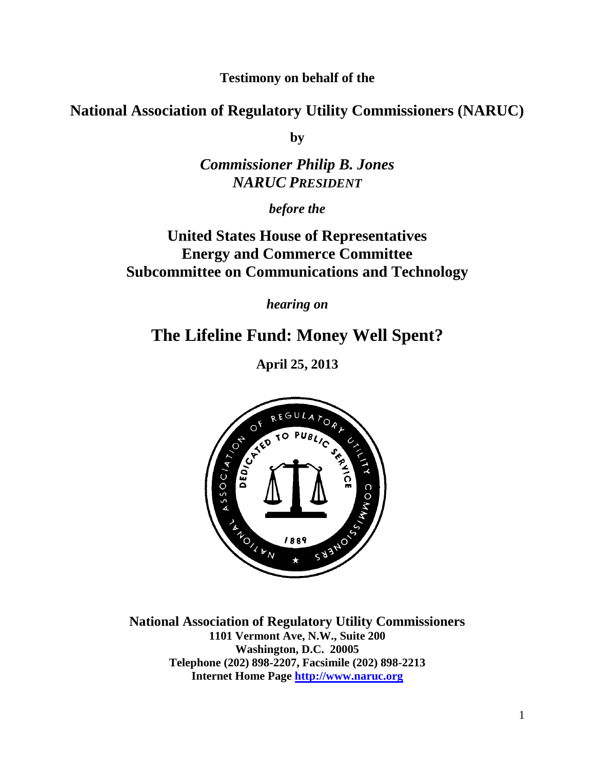**Testimony on behalf of the**

## National Association of Regulatory Utility Commissioners (NARUC)

**by**

***Commissioner Philip B. Jones***
***NARUC PRESIDENT***

***before the***

## United States House of Representatives
## Energy and Commerce Committee
## Subcommittee on Communications and Technology

***hearing on***

# The Lifeline Fund: Money Well Spent?

**April 25, 2013**

**National Association of Regulatory Utility Commissioners**
**1101 Vermont Ave, N.W., Suite 200**
**Washington, D.C. 20005**
**Telephone (202) 898-2207, Facsimile (202) 898-2213**
**Internet Home Page [http://www.naruc.org](http://www.naruc.org)**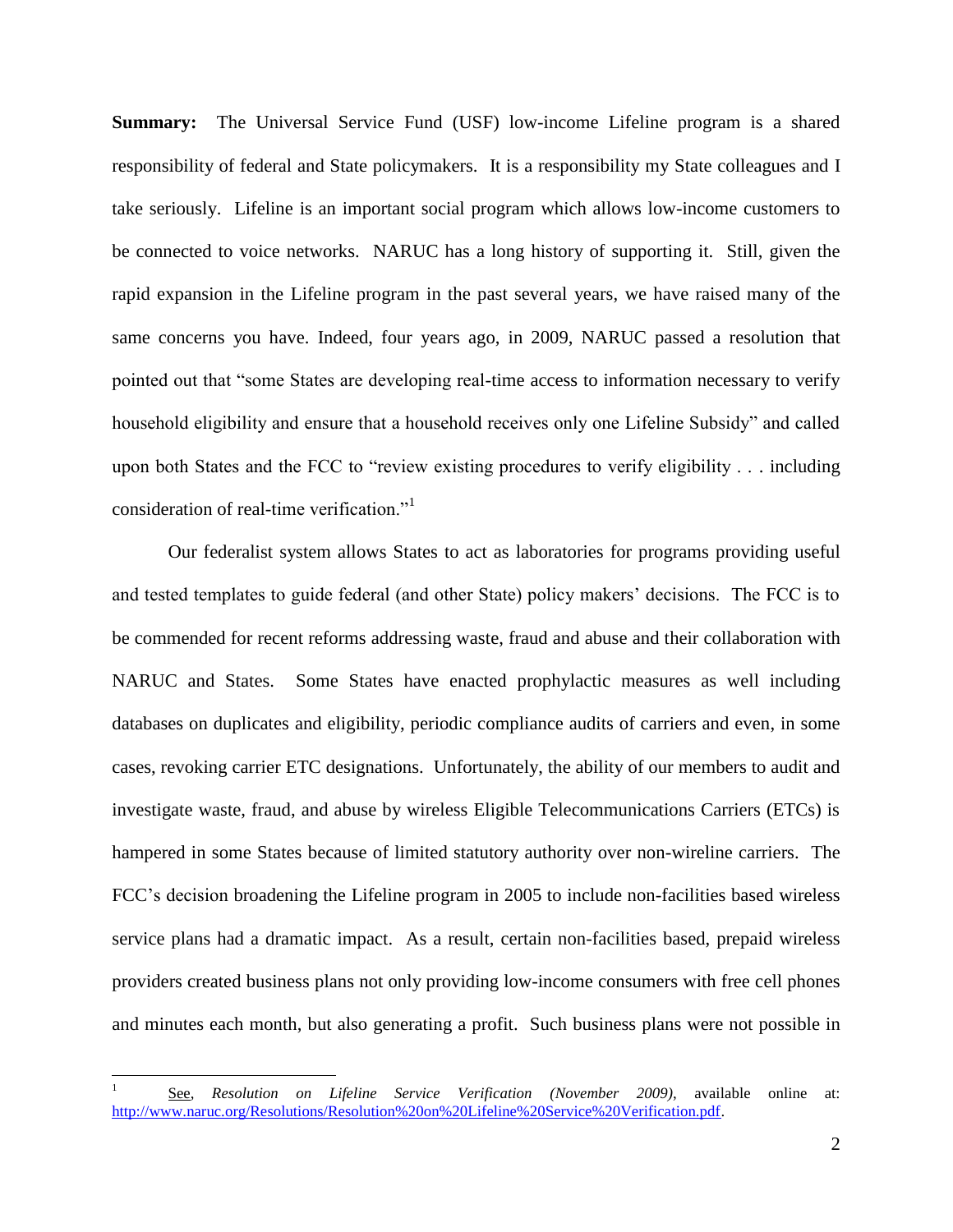**Summary:** The Universal Service Fund (USF) low-income Lifeline program is a shared responsibility of federal and State policymakers. It is a responsibility my State colleagues and I take seriously. Lifeline is an important social program which allows low-income customers to be connected to voice networks. NARUC has a long history of supporting it. Still, given the rapid expansion in the Lifeline program in the past several years, we have raised many of the same concerns you have. Indeed, four years ago, in 2009, NARUC passed a resolution that pointed out that "some States are developing real-time access to information necessary to verify household eligibility and ensure that a household receives only one Lifeline Subsidy" and called upon both States and the FCC to "review existing procedures to verify eligibility . . . including consideration of real-time verification."[1]

Our federalist system allows States to act as laboratories for programs providing useful and tested templates to guide federal (and other State) policy makers' decisions. The FCC is to be commended for recent reforms addressing waste, fraud and abuse and their collaboration with NARUC and States. Some States have enacted prophylactic measures as well including databases on duplicates and eligibility, periodic compliance audits of carriers and even, in some cases, revoking carrier ETC designations. Unfortunately, the ability of our members to audit and investigate waste, fraud, and abuse by wireless Eligible Telecommunications Carriers (ETCs) is hampered in some States because of limited statutory authority over non-wireline carriers. The FCC's decision broadening the Lifeline program in 2005 to include non-facilities based wireless service plans had a dramatic impact. As a result, certain non-facilities based, prepaid wireless providers created business plans not only providing low-income consumers with free cell phones and minutes each month, but also generating a profit. Such business plans were not possible in

---

[1] See, *Resolution on Lifeline Service Verification (November 2009)*, available online at: http://www.naruc.org/Resolutions/Resolution%20on%20Lifeline%20Service%20Verification.pdf.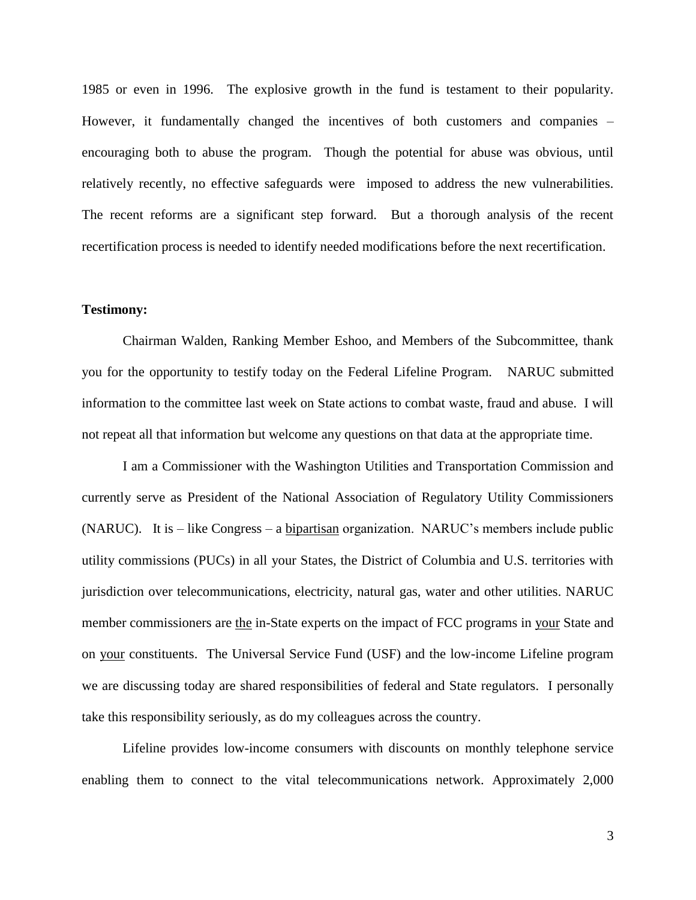1985 or even in 1996. The explosive growth in the fund is testament to their popularity. However, it fundamentally changed the incentives of both customers and companies – encouraging both to abuse the program. Though the potential for abuse was obvious, until relatively recently, no effective safeguards were imposed to address the new vulnerabilities. The recent reforms are a significant step forward. But a thorough analysis of the recent recertification process is needed to identify needed modifications before the next recertification.

**Testimony:**

Chairman Walden, Ranking Member Eshoo, and Members of the Subcommittee, thank you for the opportunity to testify today on the Federal Lifeline Program. NARUC submitted information to the committee last week on State actions to combat waste, fraud and abuse. I will not repeat all that information but welcome any questions on that data at the appropriate time.

I am a Commissioner with the Washington Utilities and Transportation Commission and currently serve as President of the National Association of Regulatory Utility Commissioners (NARUC). It is – like Congress – a <u>bipartisan</u> organization. NARUC's members include public utility commissions (PUCs) in all your States, the District of Columbia and U.S. territories with jurisdiction over telecommunications, electricity, natural gas, water and other utilities. NARUC member commissioners are <u>the</u> in-State experts on the impact of FCC programs in <u>your</u> State and on <u>your</u> constituents. The Universal Service Fund (USF) and the low-income Lifeline program we are discussing today are shared responsibilities of federal and State regulators. I personally take this responsibility seriously, as do my colleagues across the country.

Lifeline provides low-income consumers with discounts on monthly telephone service enabling them to connect to the vital telecommunications network. Approximately 2,000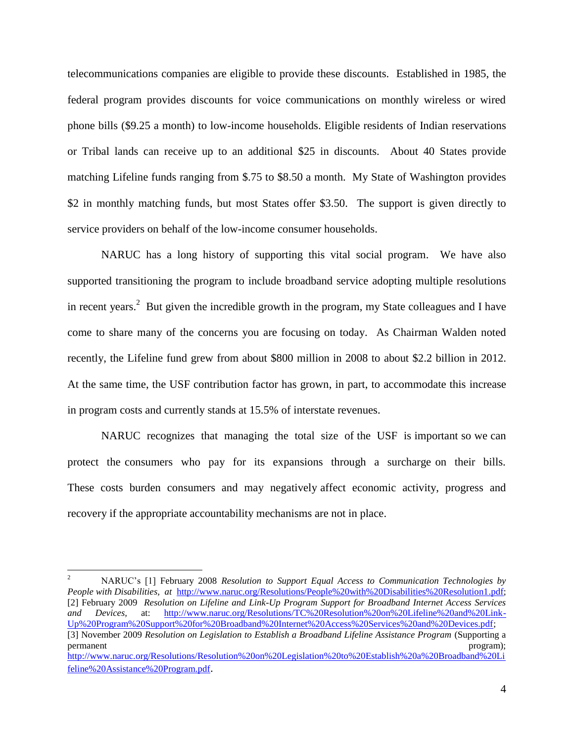telecommunications companies are eligible to provide these discounts. Established in 1985, the federal program provides discounts for voice communications on monthly wireless or wired phone bills ($9.25 a month) to low-income households. Eligible residents of Indian reservations or Tribal lands can receive up to an additional $25 in discounts. About 40 States provide matching Lifeline funds ranging from $.75 to $8.50 a month. My State of Washington provides $2 in monthly matching funds, but most States offer $3.50. The support is given directly to service providers on behalf of the low-income consumer households.

NARUC has a long history of supporting this vital social program. We have also supported transitioning the program to include broadband service adopting multiple resolutions in recent years.[2] But given the incredible growth in the program, my State colleagues and I have come to share many of the concerns you are focusing on today. As Chairman Walden noted recently, the Lifeline fund grew from about $800 million in 2008 to about $2.2 billion in 2012. At the same time, the USF contribution factor has grown, in part, to accommodate this increase in program costs and currently stands at 15.5% of interstate revenues.

NARUC recognizes that managing the total size of the USF is important so we can protect the consumers who pay for its expansions through a surcharge on their bills. These costs burden consumers and may negatively affect economic activity, progress and recovery if the appropriate accountability mechanisms are not in place.

---

[2] NARUC's [1] February 2008 *Resolution to Support Equal Access to Communication Technologies by People with Disabilities, at* http://www.naruc.org/Resolutions/People%20with%20Disabilities%20Resolution1.pdf; [2] February 2009 *Resolution on Lifeline and Link-Up Program Support for Broadband Internet Access Services and Devices,* at: http://www.naruc.org/Resolutions/TC%20Resolution%20on%20Lifeline%20and%20Link-Up%20Program%20Support%20for%20Broadband%20Internet%20Access%20Services%20and%20Devices.pdf; [3] November 2009 *Resolution on Legislation to Establish a Broadband Lifeline Assistance Program* (Supporting a permanent program); http://www.naruc.org/Resolutions/Resolution%20on%20Legislation%20to%20Establish%20a%20Broadband%20Lifeline%20Assistance%20Program.pdf.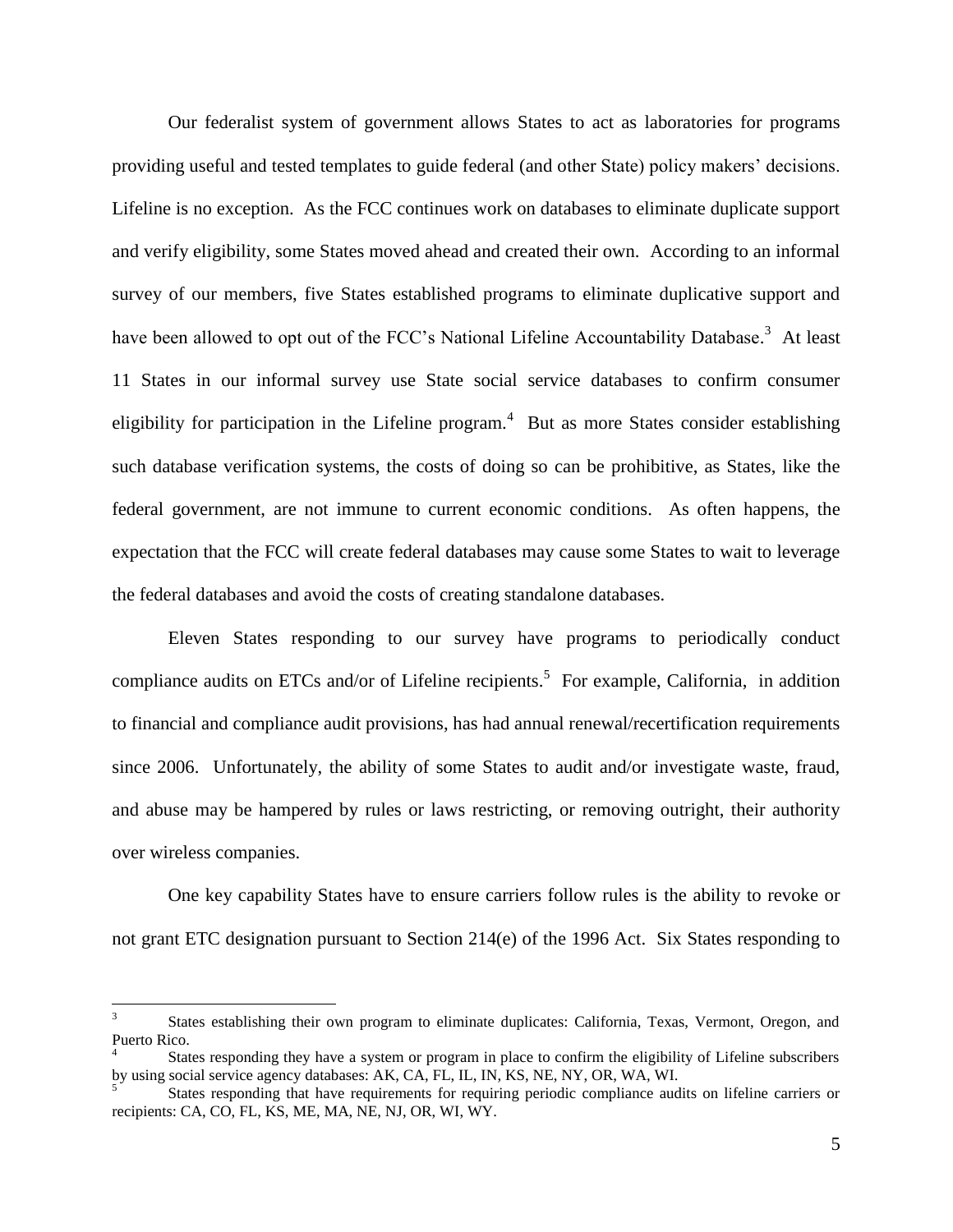Our federalist system of government allows States to act as laboratories for programs providing useful and tested templates to guide federal (and other State) policy makers' decisions. Lifeline is no exception. As the FCC continues work on databases to eliminate duplicate support and verify eligibility, some States moved ahead and created their own. According to an informal survey of our members, five States established programs to eliminate duplicative support and have been allowed to opt out of the FCC's National Lifeline Accountability Database.[3] At least 11 States in our informal survey use State social service databases to confirm consumer eligibility for participation in the Lifeline program.[4] But as more States consider establishing such database verification systems, the costs of doing so can be prohibitive, as States, like the federal government, are not immune to current economic conditions. As often happens, the expectation that the FCC will create federal databases may cause some States to wait to leverage the federal databases and avoid the costs of creating standalone databases.

Eleven States responding to our survey have programs to periodically conduct compliance audits on ETCs and/or of Lifeline recipients.[5] For example, California, in addition to financial and compliance audit provisions, has had annual renewal/recertification requirements since 2006. Unfortunately, the ability of some States to audit and/or investigate waste, fraud, and abuse may be hampered by rules or laws restricting, or removing outright, their authority over wireless companies.

One key capability States have to ensure carriers follow rules is the ability to revoke or not grant ETC designation pursuant to Section 214(e) of the 1996 Act. Six States responding to

---

[3] States establishing their own program to eliminate duplicates: California, Texas, Vermont, Oregon, and Puerto Rico.

[4] States responding they have a system or program in place to confirm the eligibility of Lifeline subscribers by using social service agency databases: AK, CA, FL, IL, IN, KS, NE, NY, OR, WA, WI.

[5] States responding that have requirements for requiring periodic compliance audits on lifeline carriers or recipients: CA, CO, FL, KS, ME, MA, NE, NJ, OR, WI, WY.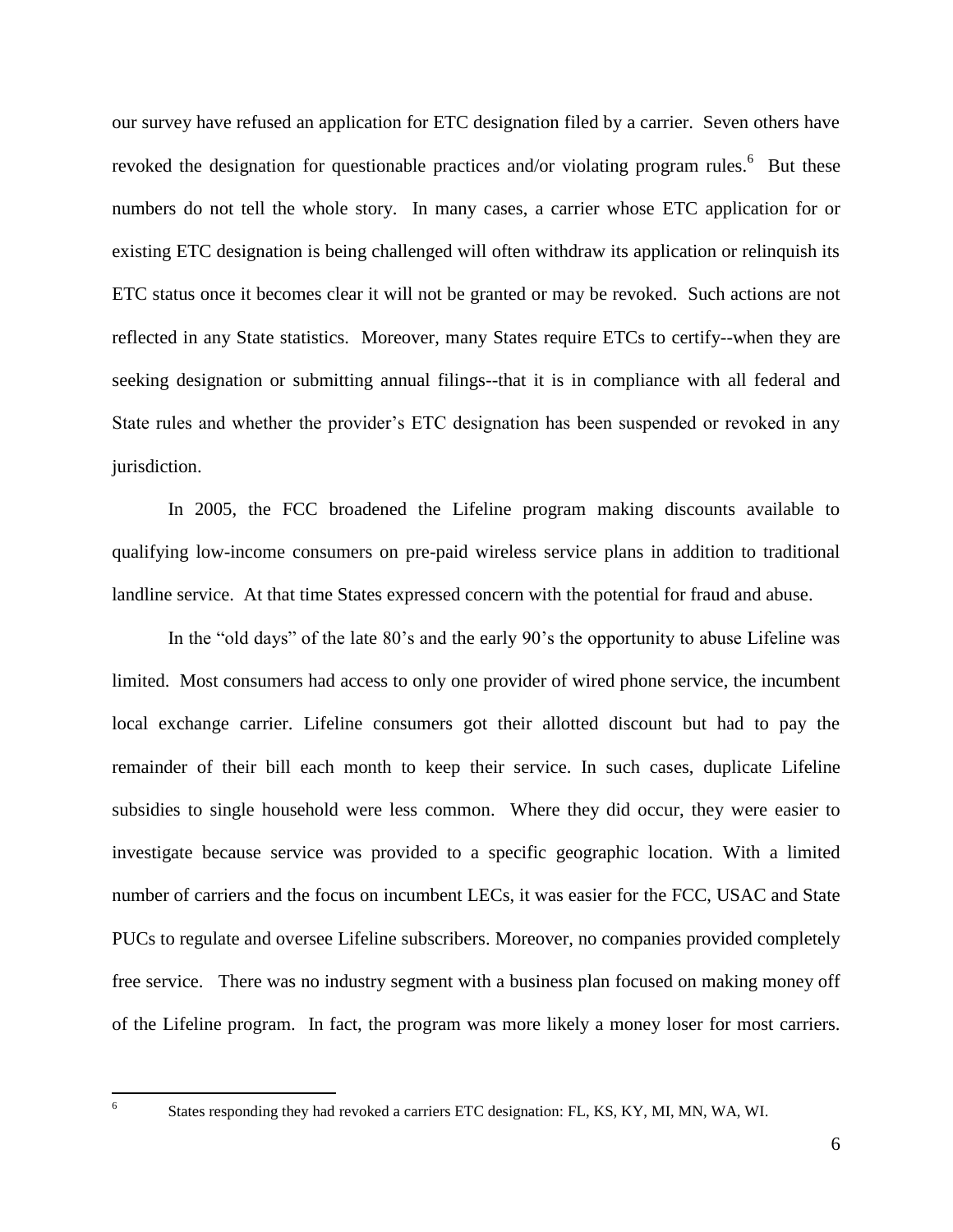our survey have refused an application for ETC designation filed by a carrier. Seven others have revoked the designation for questionable practices and/or violating program rules.[6] But these numbers do not tell the whole story. In many cases, a carrier whose ETC application for or existing ETC designation is being challenged will often withdraw its application or relinquish its ETC status once it becomes clear it will not be granted or may be revoked. Such actions are not reflected in any State statistics. Moreover, many States require ETCs to certify--when they are seeking designation or submitting annual filings--that it is in compliance with all federal and State rules and whether the provider's ETC designation has been suspended or revoked in any jurisdiction.

In 2005, the FCC broadened the Lifeline program making discounts available to qualifying low-income consumers on pre-paid wireless service plans in addition to traditional landline service. At that time States expressed concern with the potential for fraud and abuse.

In the "old days" of the late 80's and the early 90's the opportunity to abuse Lifeline was limited. Most consumers had access to only one provider of wired phone service, the incumbent local exchange carrier. Lifeline consumers got their allotted discount but had to pay the remainder of their bill each month to keep their service. In such cases, duplicate Lifeline subsidies to single household were less common. Where they did occur, they were easier to investigate because service was provided to a specific geographic location. With a limited number of carriers and the focus on incumbent LECs, it was easier for the FCC, USAC and State PUCs to regulate and oversee Lifeline subscribers. Moreover, no companies provided completely free service. There was no industry segment with a business plan focused on making money off of the Lifeline program. In fact, the program was more likely a money loser for most carriers.

[6] States responding they had revoked a carriers ETC designation: FL, KS, KY, MI, MN, WA, WI.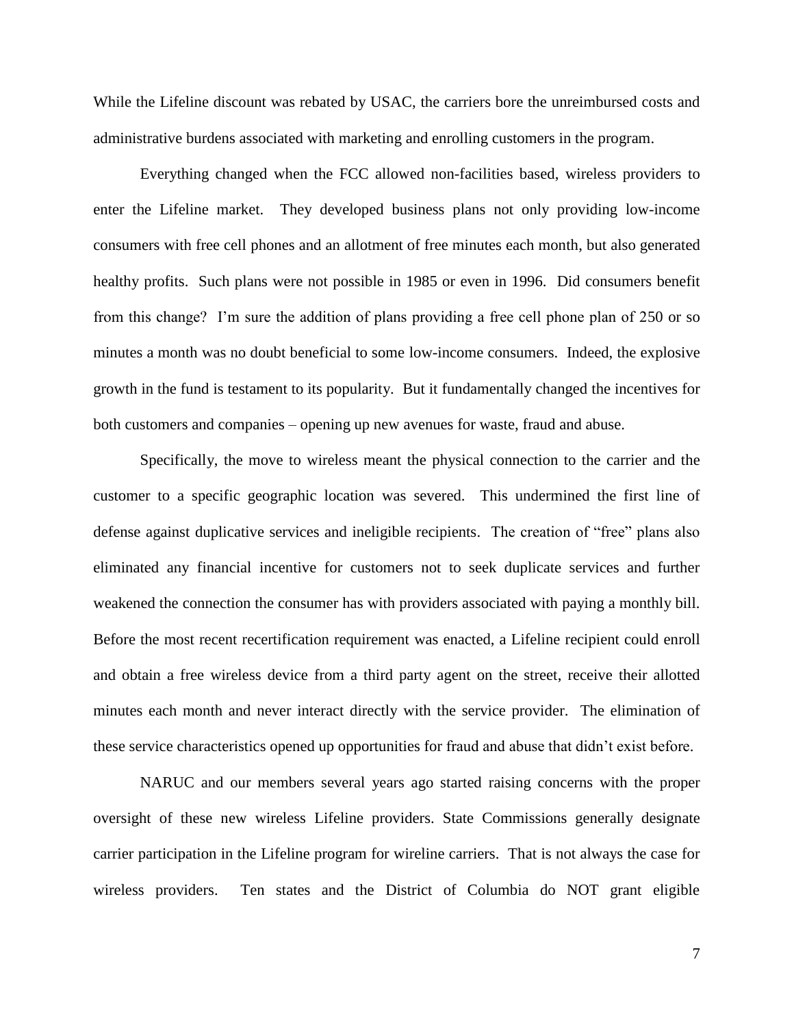While the Lifeline discount was rebated by USAC, the carriers bore the unreimbursed costs and administrative burdens associated with marketing and enrolling customers in the program.

Everything changed when the FCC allowed non-facilities based, wireless providers to enter the Lifeline market. They developed business plans not only providing low-income consumers with free cell phones and an allotment of free minutes each month, but also generated healthy profits. Such plans were not possible in 1985 or even in 1996. Did consumers benefit from this change? I'm sure the addition of plans providing a free cell phone plan of 250 or so minutes a month was no doubt beneficial to some low-income consumers. Indeed, the explosive growth in the fund is testament to its popularity. But it fundamentally changed the incentives for both customers and companies – opening up new avenues for waste, fraud and abuse.

Specifically, the move to wireless meant the physical connection to the carrier and the customer to a specific geographic location was severed. This undermined the first line of defense against duplicative services and ineligible recipients. The creation of "free" plans also eliminated any financial incentive for customers not to seek duplicate services and further weakened the connection the consumer has with providers associated with paying a monthly bill. Before the most recent recertification requirement was enacted, a Lifeline recipient could enroll and obtain a free wireless device from a third party agent on the street, receive their allotted minutes each month and never interact directly with the service provider. The elimination of these service characteristics opened up opportunities for fraud and abuse that didn't exist before.

NARUC and our members several years ago started raising concerns with the proper oversight of these new wireless Lifeline providers. State Commissions generally designate carrier participation in the Lifeline program for wireline carriers. That is not always the case for wireless providers. Ten states and the District of Columbia do NOT grant eligible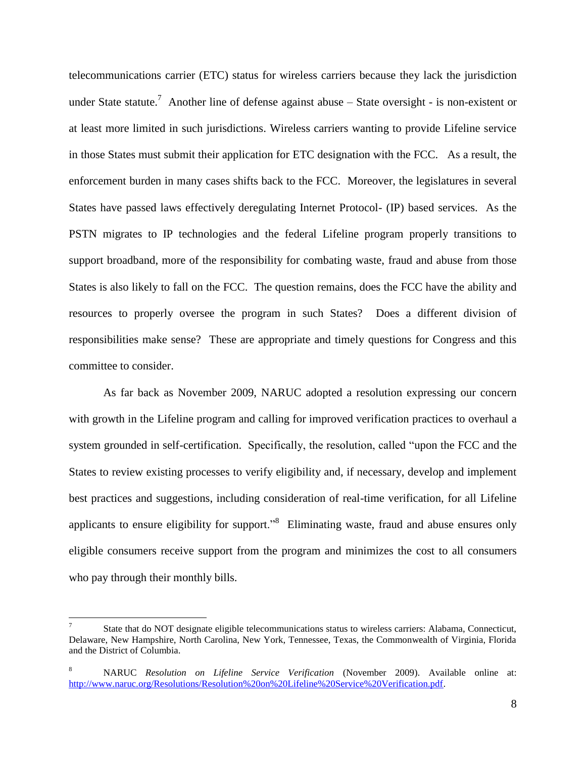telecommunications carrier (ETC) status for wireless carriers because they lack the jurisdiction under State statute.[7] Another line of defense against abuse – State oversight - is non-existent or at least more limited in such jurisdictions. Wireless carriers wanting to provide Lifeline service in those States must submit their application for ETC designation with the FCC. As a result, the enforcement burden in many cases shifts back to the FCC. Moreover, the legislatures in several States have passed laws effectively deregulating Internet Protocol- (IP) based services. As the PSTN migrates to IP technologies and the federal Lifeline program properly transitions to support broadband, more of the responsibility for combating waste, fraud and abuse from those States is also likely to fall on the FCC. The question remains, does the FCC have the ability and resources to properly oversee the program in such States? Does a different division of responsibilities make sense? These are appropriate and timely questions for Congress and this committee to consider.

As far back as November 2009, NARUC adopted a resolution expressing our concern with growth in the Lifeline program and calling for improved verification practices to overhaul a system grounded in self-certification. Specifically, the resolution, called "upon the FCC and the States to review existing processes to verify eligibility and, if necessary, develop and implement best practices and suggestions, including consideration of real-time verification, for all Lifeline applicants to ensure eligibility for support."[8] Eliminating waste, fraud and abuse ensures only eligible consumers receive support from the program and minimizes the cost to all consumers who pay through their monthly bills.

---

[7] State that do NOT designate eligible telecommunications status to wireless carriers: Alabama, Connecticut, Delaware, New Hampshire, North Carolina, New York, Tennessee, Texas, the Commonwealth of Virginia, Florida and the District of Columbia.

[8] NARUC *Resolution on Lifeline Service Verification* (November 2009). Available online at: http://www.naruc.org/Resolutions/Resolution%20on%20Lifeline%20Service%20Verification.pdf.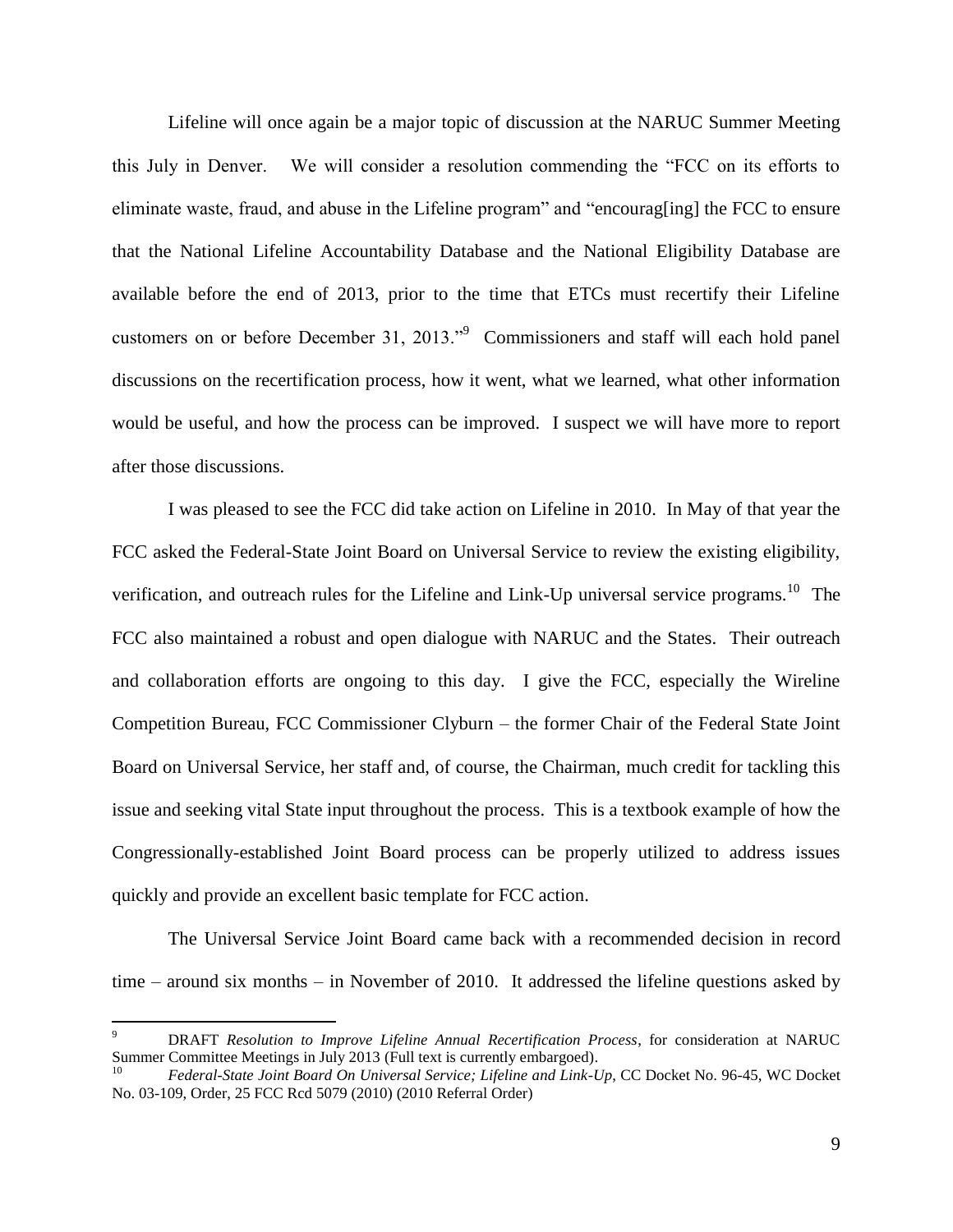Lifeline will once again be a major topic of discussion at the NARUC Summer Meeting this July in Denver. We will consider a resolution commending the "FCC on its efforts to eliminate waste, fraud, and abuse in the Lifeline program" and "encourag[ing] the FCC to ensure that the National Lifeline Accountability Database and the National Eligibility Database are available before the end of 2013, prior to the time that ETCs must recertify their Lifeline customers on or before December 31, 2013."[9] Commissioners and staff will each hold panel discussions on the recertification process, how it went, what we learned, what other information would be useful, and how the process can be improved. I suspect we will have more to report after those discussions.

I was pleased to see the FCC did take action on Lifeline in 2010. In May of that year the FCC asked the Federal-State Joint Board on Universal Service to review the existing eligibility, verification, and outreach rules for the Lifeline and Link-Up universal service programs.[10] The FCC also maintained a robust and open dialogue with NARUC and the States. Their outreach and collaboration efforts are ongoing to this day. I give the FCC, especially the Wireline Competition Bureau, FCC Commissioner Clyburn – the former Chair of the Federal State Joint Board on Universal Service, her staff and, of course, the Chairman, much credit for tackling this issue and seeking vital State input throughout the process. This is a textbook example of how the Congressionally-established Joint Board process can be properly utilized to address issues quickly and provide an excellent basic template for FCC action.

The Universal Service Joint Board came back with a recommended decision in record time – around six months – in November of 2010. It addressed the lifeline questions asked by

---

[9] DRAFT *Resolution to Improve Lifeline Annual Recertification Process*, for consideration at NARUC Summer Committee Meetings in July 2013 (Full text is currently embargoed).

[10] *Federal-State Joint Board On Universal Service; Lifeline and Link-Up*, CC Docket No. 96-45, WC Docket No. 03-109, Order, 25 FCC Rcd 5079 (2010) (2010 Referral Order)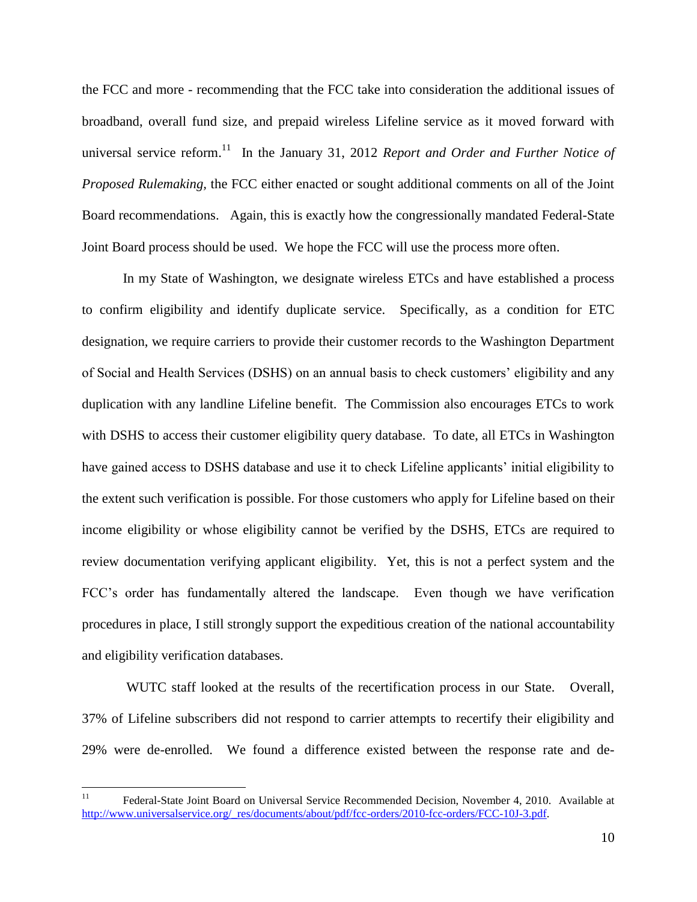the FCC and more - recommending that the FCC take into consideration the additional issues of broadband, overall fund size, and prepaid wireless Lifeline service as it moved forward with universal service reform.[11] In the January 31, 2012 *Report and Order and Further Notice of Proposed Rulemaking,* the FCC either enacted or sought additional comments on all of the Joint Board recommendations. Again, this is exactly how the congressionally mandated Federal-State Joint Board process should be used. We hope the FCC will use the process more often.

In my State of Washington, we designate wireless ETCs and have established a process to confirm eligibility and identify duplicate service. Specifically, as a condition for ETC designation, we require carriers to provide their customer records to the Washington Department of Social and Health Services (DSHS) on an annual basis to check customers' eligibility and any duplication with any landline Lifeline benefit. The Commission also encourages ETCs to work with DSHS to access their customer eligibility query database. To date, all ETCs in Washington have gained access to DSHS database and use it to check Lifeline applicants' initial eligibility to the extent such verification is possible. For those customers who apply for Lifeline based on their income eligibility or whose eligibility cannot be verified by the DSHS, ETCs are required to review documentation verifying applicant eligibility. Yet, this is not a perfect system and the FCC's order has fundamentally altered the landscape. Even though we have verification procedures in place, I still strongly support the expeditious creation of the national accountability and eligibility verification databases.

WUTC staff looked at the results of the recertification process in our State. Overall, 37% of Lifeline subscribers did not respond to carrier attempts to recertify their eligibility and 29% were de-enrolled. We found a difference existed between the response rate and de-

---

[11] Federal-State Joint Board on Universal Service Recommended Decision, November 4, 2010. Available at http://www.universalservice.org/_res/documents/about/pdf/fcc-orders/2010-fcc-orders/FCC-10J-3.pdf.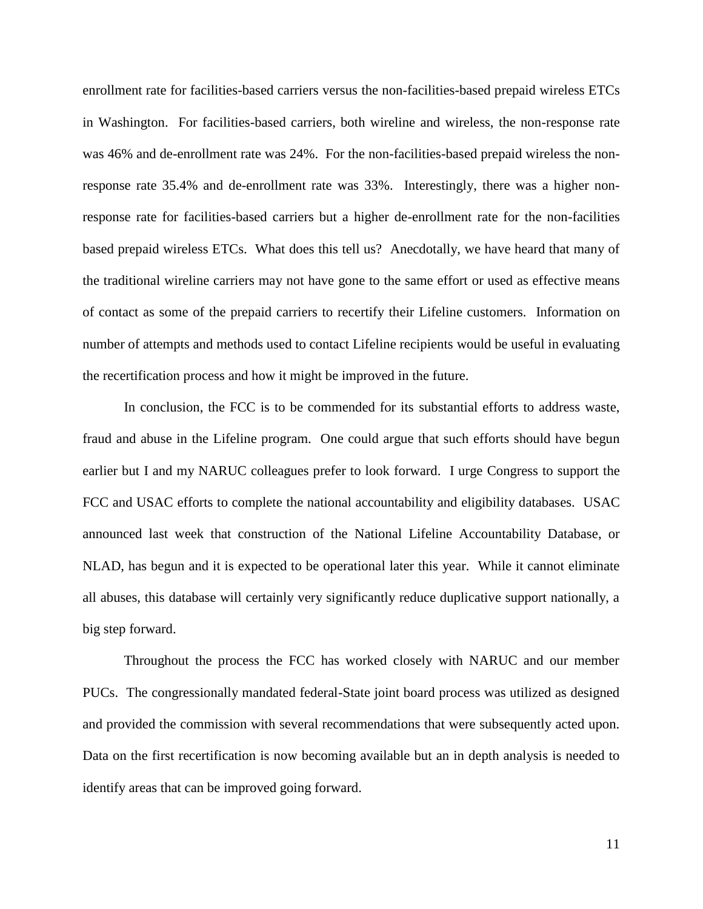enrollment rate for facilities-based carriers versus the non-facilities-based prepaid wireless ETCs in Washington. For facilities-based carriers, both wireline and wireless, the non-response rate was 46% and de-enrollment rate was 24%. For the non-facilities-based prepaid wireless the non-response rate 35.4% and de-enrollment rate was 33%. Interestingly, there was a higher non-response rate for facilities-based carriers but a higher de-enrollment rate for the non-facilities based prepaid wireless ETCs. What does this tell us? Anecdotally, we have heard that many of the traditional wireline carriers may not have gone to the same effort or used as effective means of contact as some of the prepaid carriers to recertify their Lifeline customers. Information on number of attempts and methods used to contact Lifeline recipients would be useful in evaluating the recertification process and how it might be improved in the future.

In conclusion, the FCC is to be commended for its substantial efforts to address waste, fraud and abuse in the Lifeline program. One could argue that such efforts should have begun earlier but I and my NARUC colleagues prefer to look forward. I urge Congress to support the FCC and USAC efforts to complete the national accountability and eligibility databases. USAC announced last week that construction of the National Lifeline Accountability Database, or NLAD, has begun and it is expected to be operational later this year. While it cannot eliminate all abuses, this database will certainly very significantly reduce duplicative support nationally, a big step forward.

Throughout the process the FCC has worked closely with NARUC and our member PUCs. The congressionally mandated federal-State joint board process was utilized as designed and provided the commission with several recommendations that were subsequently acted upon. Data on the first recertification is now becoming available but an in depth analysis is needed to identify areas that can be improved going forward.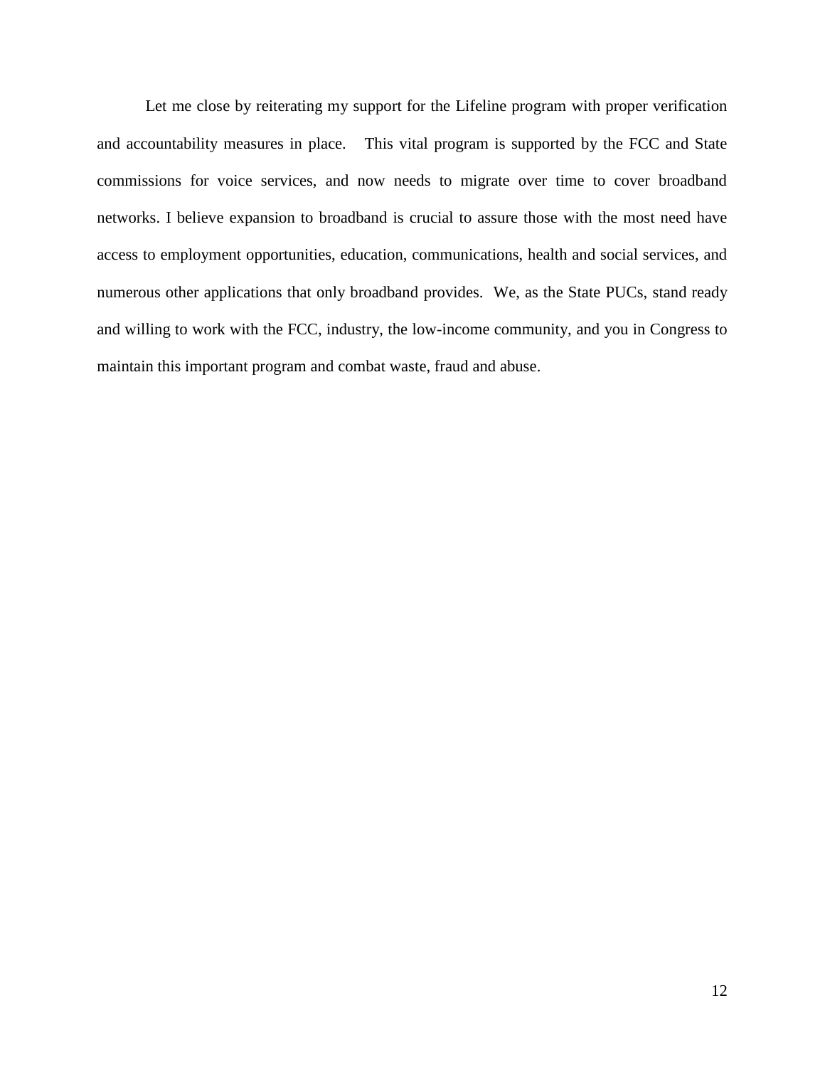Let me close by reiterating my support for the Lifeline program with proper verification and accountability measures in place. This vital program is supported by the FCC and State commissions for voice services, and now needs to migrate over time to cover broadband networks. I believe expansion to broadband is crucial to assure those with the most need have access to employment opportunities, education, communications, health and social services, and numerous other applications that only broadband provides. We, as the State PUCs, stand ready and willing to work with the FCC, industry, the low-income community, and you in Congress to maintain this important program and combat waste, fraud and abuse.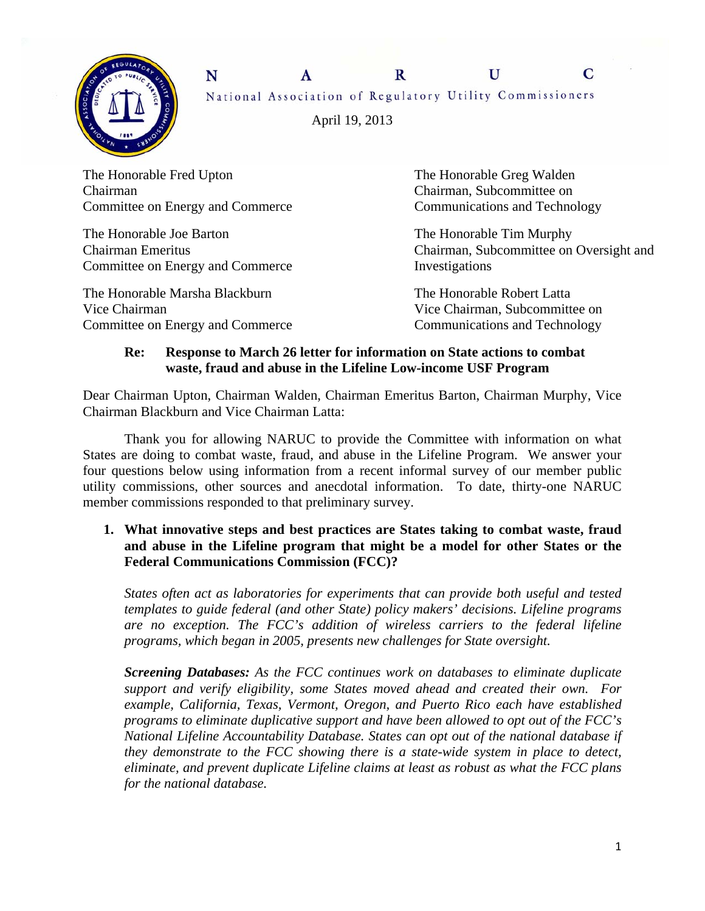# NARUC

National Association of Regulatory Utility Commissioners

April 19, 2013

The Honorable Fred Upton
Chairman
Committee on Energy and Commerce

The Honorable Joe Barton
Chairman Emeritus
Committee on Energy and Commerce

The Honorable Marsha Blackburn
Vice Chairman
Committee on Energy and Commerce

The Honorable Greg Walden
Chairman, Subcommittee on
Communications and Technology

The Honorable Tim Murphy
Chairman, Subcommittee on Oversight and Investigations

The Honorable Robert Latta
Vice Chairman, Subcommittee on
Communications and Technology

**Re: Response to March 26 letter for information on State actions to combat waste, fraud and abuse in the Lifeline Low-income USF Program**

Dear Chairman Upton, Chairman Walden, Chairman Emeritus Barton, Chairman Murphy, Vice Chairman Blackburn and Vice Chairman Latta:

Thank you for allowing NARUC to provide the Committee with information on what States are doing to combat waste, fraud, and abuse in the Lifeline Program. We answer your four questions below using information from a recent informal survey of our member public utility commissions, other sources and anecdotal information. To date, thirty-one NARUC member commissions responded to that preliminary survey.

1. **What innovative steps and best practices are States taking to combat waste, fraud and abuse in the Lifeline program that might be a model for other States or the Federal Communications Commission (FCC)?**

   *States often act as laboratories for experiments that can provide both useful and tested templates to guide federal (and other State) policy makers' decisions. Lifeline programs are no exception. The FCC's addition of wireless carriers to the federal lifeline programs, which began in 2005, presents new challenges for State oversight.*

   ***Screening Databases:*** *As the FCC continues work on databases to eliminate duplicate support and verify eligibility, some States moved ahead and created their own. For example, California, Texas, Vermont, Oregon, and Puerto Rico each have established programs to eliminate duplicative support and have been allowed to opt out of the FCC's National Lifeline Accountability Database. States can opt out of the national database if they demonstrate to the FCC showing there is a state-wide system in place to detect, eliminate, and prevent duplicate Lifeline claims at least as robust as what the FCC plans for the national database.*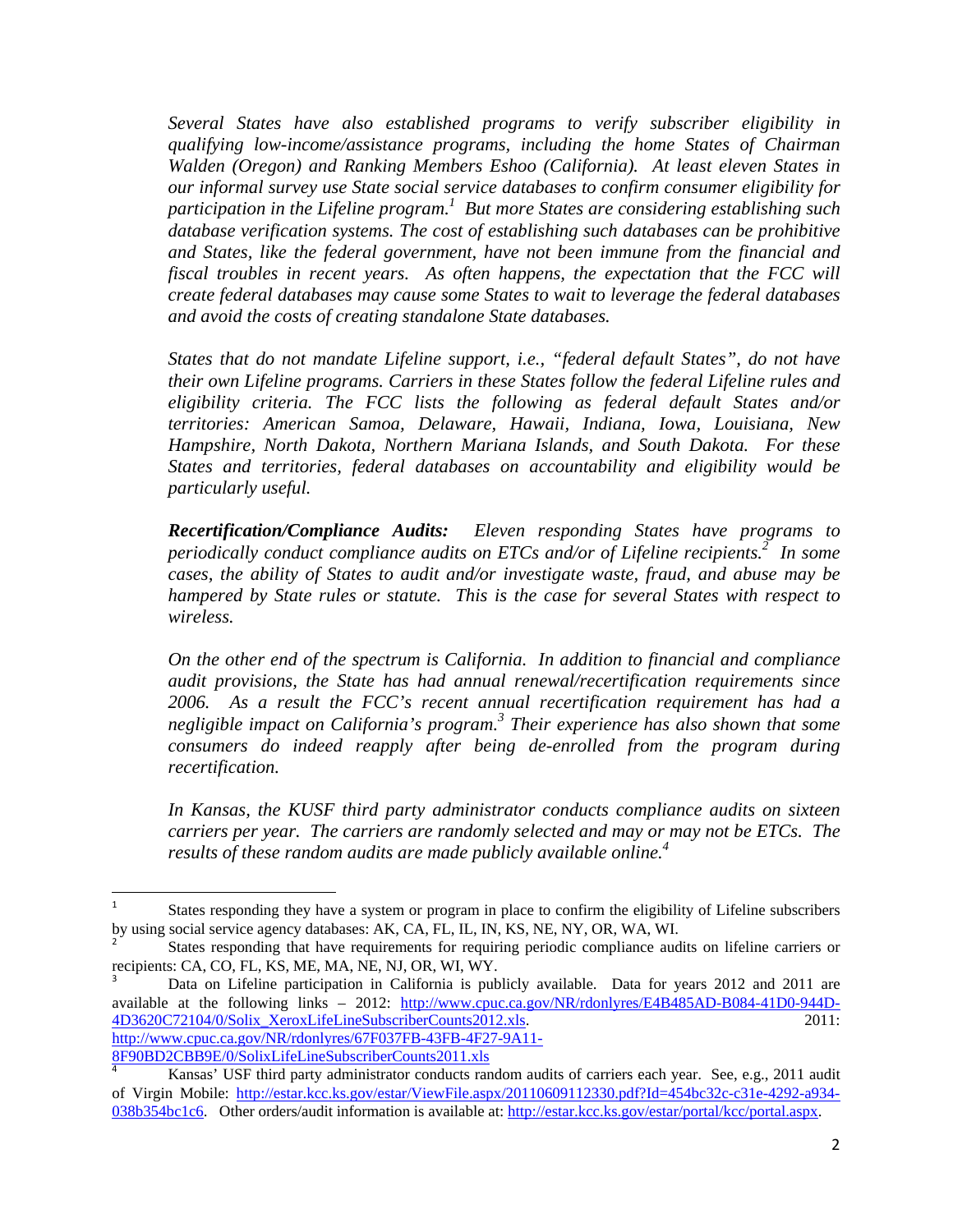*Several States have also established programs to verify subscriber eligibility in qualifying low-income/assistance programs, including the home States of Chairman Walden (Oregon) and Ranking Members Eshoo (California). At least eleven States in our informal survey use State social service databases to confirm consumer eligibility for participation in the Lifeline program.*[1] *But more States are considering establishing such database verification systems. The cost of establishing such databases can be prohibitive and States, like the federal government, have not been immune from the financial and fiscal troubles in recent years. As often happens, the expectation that the FCC will create federal databases may cause some States to wait to leverage the federal databases and avoid the costs of creating standalone State databases.*

*States that do not mandate Lifeline support, i.e., "federal default States", do not have their own Lifeline programs. Carriers in these States follow the federal Lifeline rules and eligibility criteria. The FCC lists the following as federal default States and/or territories: American Samoa, Delaware, Hawaii, Indiana, Iowa, Louisiana, New Hampshire, North Dakota, Northern Mariana Islands, and South Dakota. For these States and territories, federal databases on accountability and eligibility would be particularly useful.*

***Recertification/Compliance Audits:*** *Eleven responding States have programs to periodically conduct compliance audits on ETCs and/or of Lifeline recipients.*[2] *In some cases, the ability of States to audit and/or investigate waste, fraud, and abuse may be hampered by State rules or statute. This is the case for several States with respect to wireless.*

*On the other end of the spectrum is California. In addition to financial and compliance audit provisions, the State has had annual renewal/recertification requirements since 2006. As a result the FCC's recent annual recertification requirement has had a negligible impact on California's program.*[3] *Their experience has also shown that some consumers do indeed reapply after being de-enrolled from the program during recertification.*

*In Kansas, the KUSF third party administrator conducts compliance audits on sixteen carriers per year. The carriers are randomly selected and may or may not be ETCs. The results of these random audits are made publicly available online.*[4]

---

[1] States responding they have a system or program in place to confirm the eligibility of Lifeline subscribers by using social service agency databases: AK, CA, FL, IL, IN, KS, NE, NY, OR, WA, WI.

[2] States responding that have requirements for requiring periodic compliance audits on lifeline carriers or recipients: CA, CO, FL, KS, ME, MA, NE, NJ, OR, WI, WY.

[3] Data on Lifeline participation in California is publicly available. Data for years 2012 and 2011 are available at the following links – 2012: http://www.cpuc.ca.gov/NR/rdonlyres/E4B485AD-B084-41D0-944D-4D3620C72104/0/Solix_XeroxLifeLineSubscriberCounts2012.xls. 2011: http://www.cpuc.ca.gov/NR/rdonlyres/67F037FB-43FB-4F27-9A11-8F90BD2CBB9E/0/SolixLifeLineSubscriberCounts2011.xls

[4] Kansas' USF third party administrator conducts random audits of carriers each year. See, e.g., 2011 audit of Virgin Mobile: http://estar.kcc.ks.gov/estar/ViewFile.aspx/20110609112330.pdf?Id=454bc32c-c31e-4292-a934-038b354bc1c6. Other orders/audit information is available at: http://estar.kcc.ks.gov/estar/portal/kcc/portal.aspx.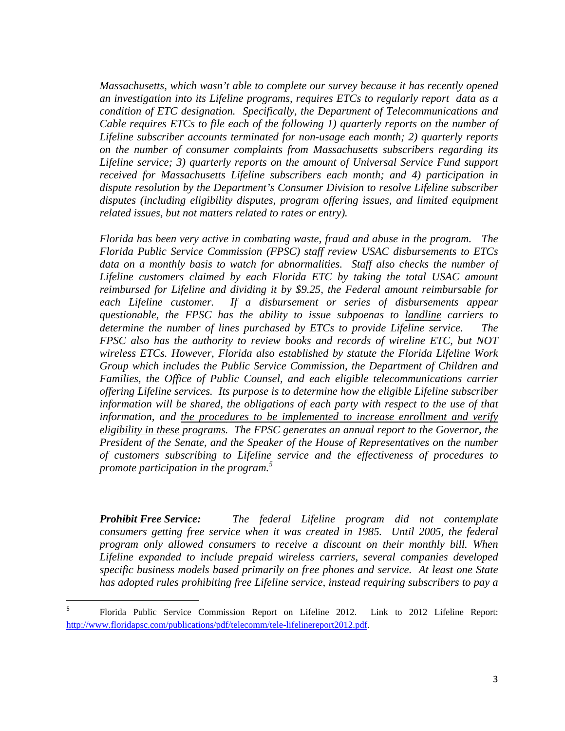*Massachusetts, which wasn't able to complete our survey because it has recently opened an investigation into its Lifeline programs, requires ETCs to regularly report data as a condition of ETC designation. Specifically, the Department of Telecommunications and Cable requires ETCs to file each of the following 1) quarterly reports on the number of Lifeline subscriber accounts terminated for non-usage each month; 2) quarterly reports on the number of consumer complaints from Massachusetts subscribers regarding its Lifeline service; 3) quarterly reports on the amount of Universal Service Fund support received for Massachusetts Lifeline subscribers each month; and 4) participation in dispute resolution by the Department's Consumer Division to resolve Lifeline subscriber disputes (including eligibility disputes, program offering issues, and limited equipment related issues, but not matters related to rates or entry).*

*Florida has been very active in combating waste, fraud and abuse in the program. The Florida Public Service Commission (FPSC) staff review USAC disbursements to ETCs data on a monthly basis to watch for abnormalities. Staff also checks the number of Lifeline customers claimed by each Florida ETC by taking the total USAC amount reimbursed for Lifeline and dividing it by $9.25, the Federal amount reimbursable for each Lifeline customer. If a disbursement or series of disbursements appear questionable, the FPSC has the ability to issue subpoenas to <u>landline</u> carriers to determine the number of lines purchased by ETCs to provide Lifeline service. The FPSC also has the authority to review books and records of wireline ETC, but NOT wireless ETCs. However, Florida also established by statute the Florida Lifeline Work Group which includes the Public Service Commission, the Department of Children and Families, the Office of Public Counsel, and each eligible telecommunications carrier offering Lifeline services. Its purpose is to determine how the eligible Lifeline subscriber information will be shared, the obligations of each party with respect to the use of that information, and <u>the procedures to be implemented to increase enrollment and verify eligibility in these programs</u>. The FPSC generates an annual report to the Governor, the President of the Senate, and the Speaker of the House of Representatives on the number of customers subscribing to Lifeline service and the effectiveness of procedures to promote participation in the program.[5]*

***Prohibit Free Service:*** *The federal Lifeline program did not contemplate consumers getting free service when it was created in 1985. Until 2005, the federal program only allowed consumers to receive a discount on their monthly bill. When Lifeline expanded to include prepaid wireless carriers, several companies developed specific business models based primarily on free phones and service. At least one State has adopted rules prohibiting free Lifeline service, instead requiring subscribers to pay a*

---

[5] Florida Public Service Commission Report on Lifeline 2012. Link to 2012 Lifeline Report: http://www.floridapsc.com/publications/pdf/telecomm/tele-lifelinereport2012.pdf.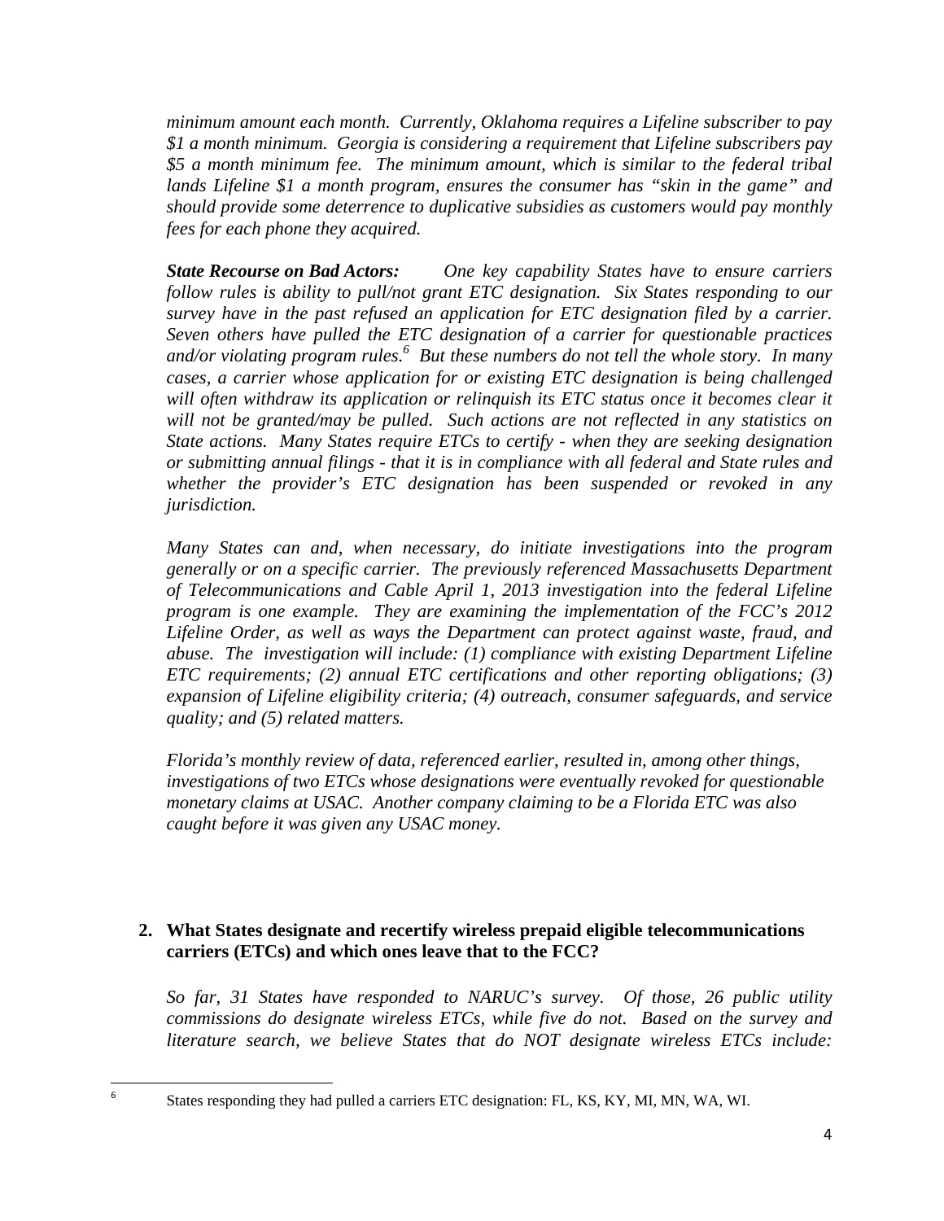*minimum amount each month. Currently, Oklahoma requires a Lifeline subscriber to pay $1 a month minimum. Georgia is considering a requirement that Lifeline subscribers pay $5 a month minimum fee. The minimum amount, which is similar to the federal tribal lands Lifeline $1 a month program, ensures the consumer has "skin in the game" and should provide some deterrence to duplicative subsidies as customers would pay monthly fees for each phone they acquired.*

***State Recourse on Bad Actors:*** *One key capability States have to ensure carriers follow rules is ability to pull/not grant ETC designation. Six States responding to our survey have in the past refused an application for ETC designation filed by a carrier. Seven others have pulled the ETC designation of a carrier for questionable practices and/or violating program rules.*[6] *But these numbers do not tell the whole story. In many cases, a carrier whose application for or existing ETC designation is being challenged will often withdraw its application or relinquish its ETC status once it becomes clear it will not be granted/may be pulled. Such actions are not reflected in any statistics on State actions. Many States require ETCs to certify - when they are seeking designation or submitting annual filings - that it is in compliance with all federal and State rules and whether the provider's ETC designation has been suspended or revoked in any jurisdiction.*

*Many States can and, when necessary, do initiate investigations into the program generally or on a specific carrier. The previously referenced Massachusetts Department of Telecommunications and Cable April 1, 2013 investigation into the federal Lifeline program is one example. They are examining the implementation of the FCC's 2012 Lifeline Order, as well as ways the Department can protect against waste, fraud, and abuse. The investigation will include: (1) compliance with existing Department Lifeline ETC requirements; (2) annual ETC certifications and other reporting obligations; (3) expansion of Lifeline eligibility criteria; (4) outreach, consumer safeguards, and service quality; and (5) related matters.*

*Florida's monthly review of data, referenced earlier, resulted in, among other things, investigations of two ETCs whose designations were eventually revoked for questionable monetary claims at USAC. Another company claiming to be a Florida ETC was also caught before it was given any USAC money.*

**2. What States designate and recertify wireless prepaid eligible telecommunications carriers (ETCs) and which ones leave that to the FCC?**

*So far, 31 States have responded to NARUC's survey. Of those, 26 public utility commissions do designate wireless ETCs, while five do not. Based on the survey and literature search, we believe States that do NOT designate wireless ETCs include:*

[6] States responding they had pulled a carriers ETC designation: FL, KS, KY, MI, MN, WA, WI.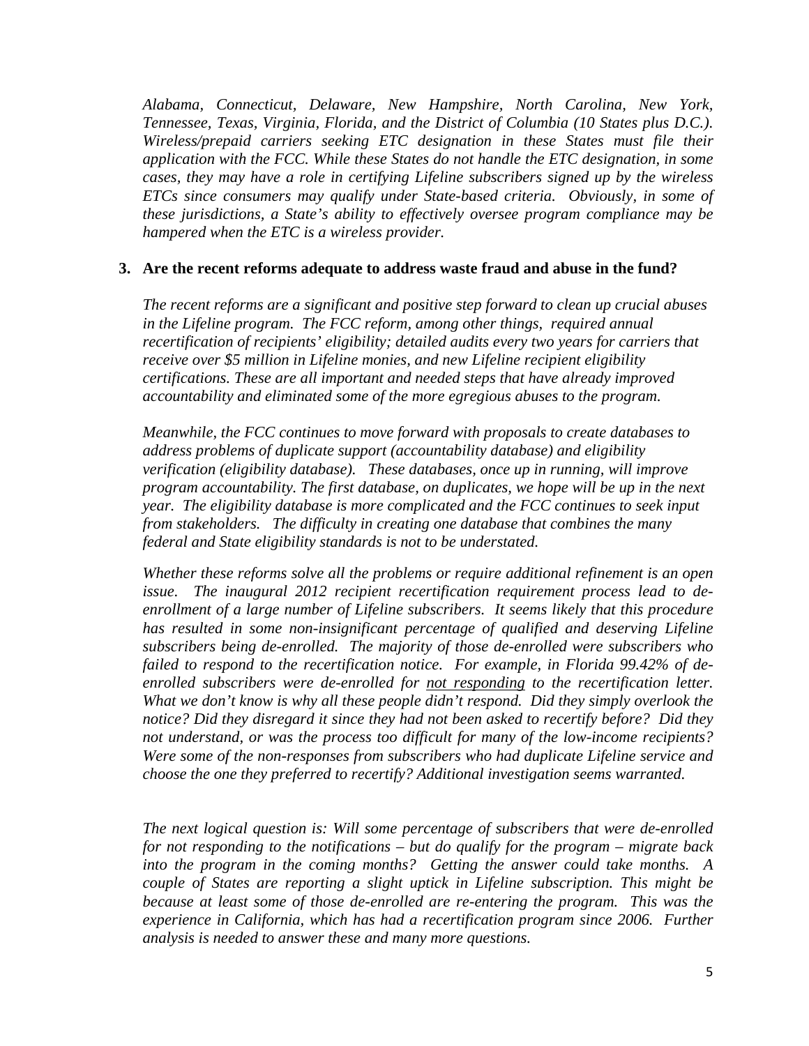*Alabama, Connecticut, Delaware, New Hampshire, North Carolina, New York, Tennessee, Texas, Virginia, Florida, and the District of Columbia (10 States plus D.C.). Wireless/prepaid carriers seeking ETC designation in these States must file their application with the FCC. While these States do not handle the ETC designation, in some cases, they may have a role in certifying Lifeline subscribers signed up by the wireless ETCs since consumers may qualify under State-based criteria. Obviously, in some of these jurisdictions, a State's ability to effectively oversee program compliance may be hampered when the ETC is a wireless provider.*

**3. Are the recent reforms adequate to address waste fraud and abuse in the fund?**

*The recent reforms are a significant and positive step forward to clean up crucial abuses in the Lifeline program. The FCC reform, among other things, required annual recertification of recipients' eligibility; detailed audits every two years for carriers that receive over $5 million in Lifeline monies, and new Lifeline recipient eligibility certifications. These are all important and needed steps that have already improved accountability and eliminated some of the more egregious abuses to the program.*

*Meanwhile, the FCC continues to move forward with proposals to create databases to address problems of duplicate support (accountability database) and eligibility verification (eligibility database). These databases, once up in running, will improve program accountability. The first database, on duplicates, we hope will be up in the next year. The eligibility database is more complicated and the FCC continues to seek input from stakeholders. The difficulty in creating one database that combines the many federal and State eligibility standards is not to be understated.*

*Whether these reforms solve all the problems or require additional refinement is an open issue. The inaugural 2012 recipient recertification requirement process lead to de-enrollment of a large number of Lifeline subscribers. It seems likely that this procedure has resulted in some non-insignificant percentage of qualified and deserving Lifeline subscribers being de-enrolled. The majority of those de-enrolled were subscribers who failed to respond to the recertification notice. For example, in Florida 99.42% of de-enrolled subscribers were de-enrolled for <u>not responding</u> to the recertification letter. What we don't know is why all these people didn't respond. Did they simply overlook the notice? Did they disregard it since they had not been asked to recertify before? Did they not understand, or was the process too difficult for many of the low-income recipients? Were some of the non-responses from subscribers who had duplicate Lifeline service and choose the one they preferred to recertify? Additional investigation seems warranted.*

*The next logical question is: Will some percentage of subscribers that were de-enrolled for not responding to the notifications – but do qualify for the program – migrate back into the program in the coming months? Getting the answer could take months. A couple of States are reporting a slight uptick in Lifeline subscription. This might be because at least some of those de-enrolled are re-entering the program. This was the experience in California, which has had a recertification program since 2006. Further analysis is needed to answer these and many more questions.*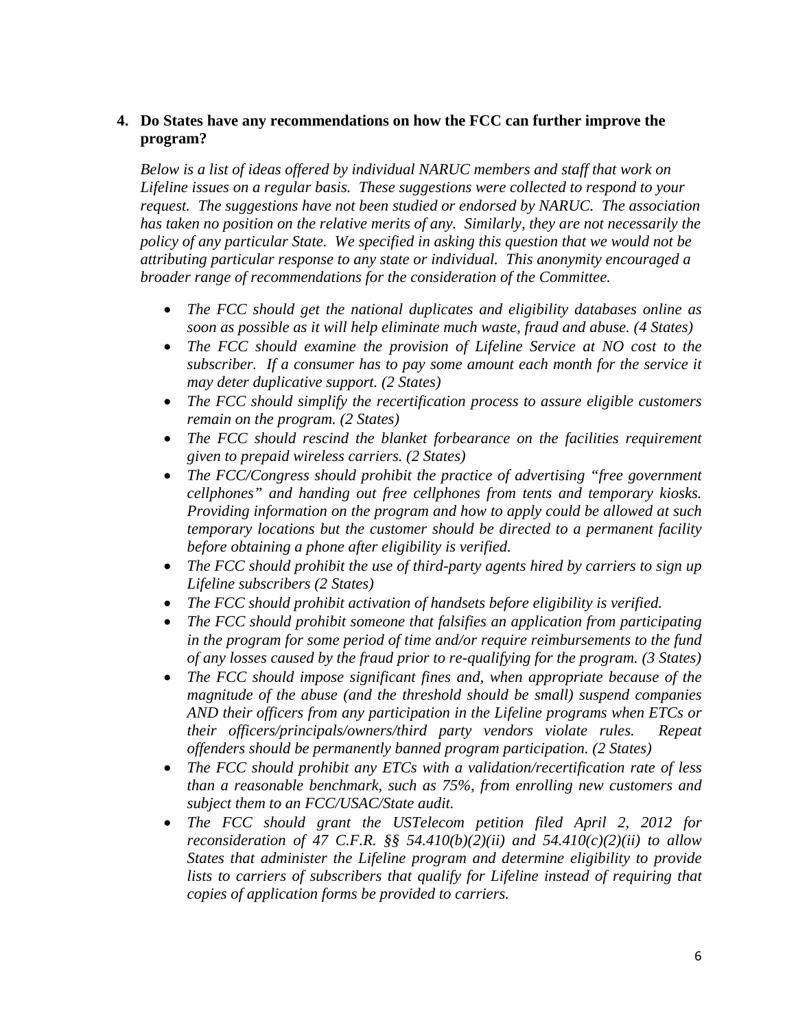**4. Do States have any recommendations on how the FCC can further improve the program?**

*Below is a list of ideas offered by individual NARUC members and staff that work on Lifeline issues on a regular basis. These suggestions were collected to respond to your request. The suggestions have not been studied or endorsed by NARUC. The association has taken no position on the relative merits of any. Similarly, they are not necessarily the policy of any particular State. We specified in asking this question that we would not be attributing particular response to any state or individual. This anonymity encouraged a broader range of recommendations for the consideration of the Committee.*

- *The FCC should get the national duplicates and eligibility databases online as soon as possible as it will help eliminate much waste, fraud and abuse. (4 States)*
- *The FCC should examine the provision of Lifeline Service at NO cost to the subscriber. If a consumer has to pay some amount each month for the service it may deter duplicative support. (2 States)*
- *The FCC should simplify the recertification process to assure eligible customers remain on the program. (2 States)*
- *The FCC should rescind the blanket forbearance on the facilities requirement given to prepaid wireless carriers. (2 States)*
- *The FCC/Congress should prohibit the practice of advertising "free government cellphones" and handing out free cellphones from tents and temporary kiosks. Providing information on the program and how to apply could be allowed at such temporary locations but the customer should be directed to a permanent facility before obtaining a phone after eligibility is verified.*
- *The FCC should prohibit the use of third-party agents hired by carriers to sign up Lifeline subscribers (2 States)*
- *The FCC should prohibit activation of handsets before eligibility is verified.*
- *The FCC should prohibit someone that falsifies an application from participating in the program for some period of time and/or require reimbursements to the fund of any losses caused by the fraud prior to re-qualifying for the program. (3 States)*
- *The FCC should impose significant fines and, when appropriate because of the magnitude of the abuse (and the threshold should be small) suspend companies AND their officers from any participation in the Lifeline programs when ETCs or their officers/principals/owners/third party vendors violate rules. Repeat offenders should be permanently banned program participation. (2 States)*
- *The FCC should prohibit any ETCs with a validation/recertification rate of less than a reasonable benchmark, such as 75%, from enrolling new customers and subject them to an FCC/USAC/State audit.*
- *The FCC should grant the USTelecom petition filed April 2, 2012 for reconsideration of 47 C.F.R. §§ 54.410(b)(2)(ii) and 54.410(c)(2)(ii) to allow States that administer the Lifeline program and determine eligibility to provide lists to carriers of subscribers that qualify for Lifeline instead of requiring that copies of application forms be provided to carriers.*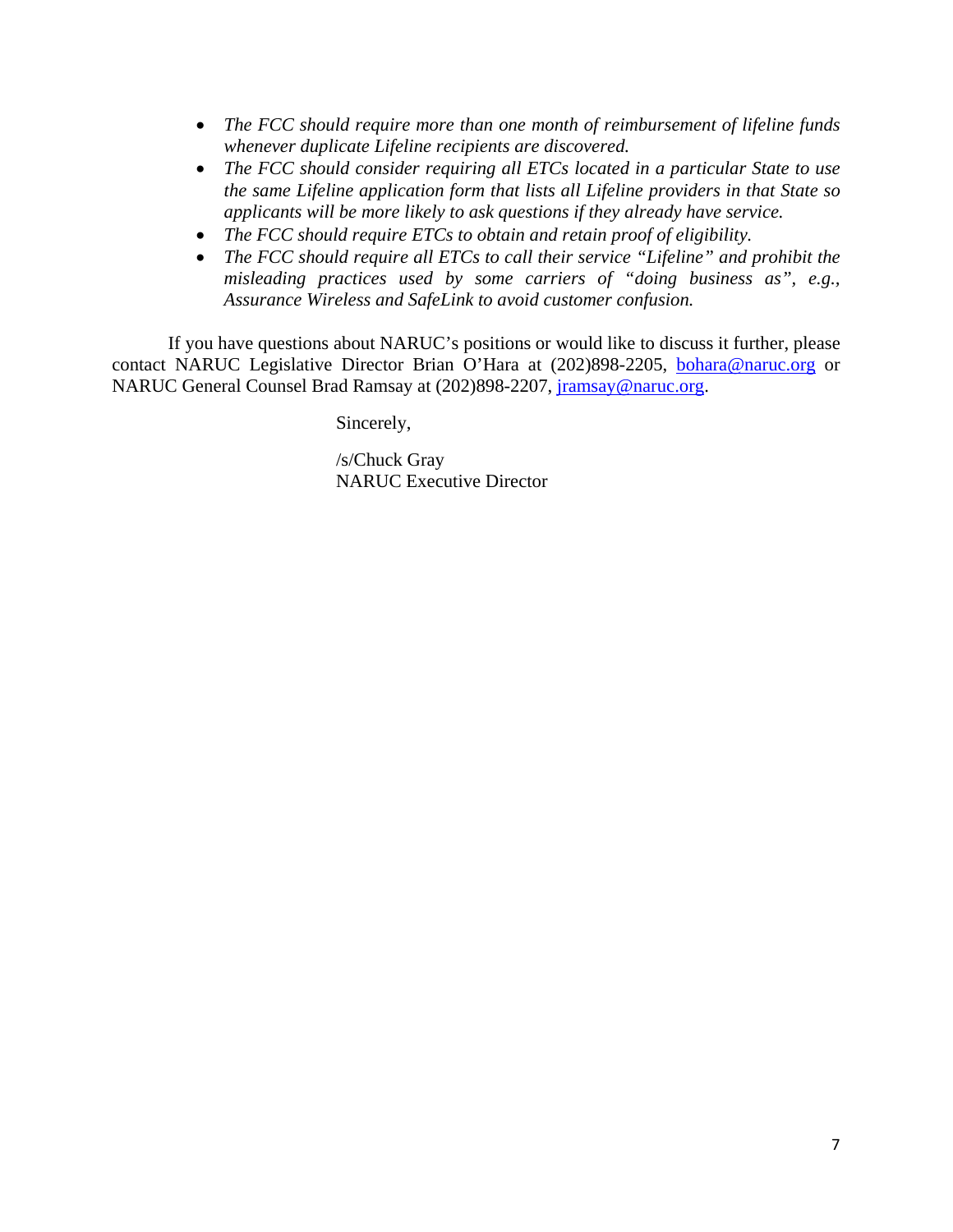- *The FCC should require more than one month of reimbursement of lifeline funds whenever duplicate Lifeline recipients are discovered.*
- *The FCC should consider requiring all ETCs located in a particular State to use the same Lifeline application form that lists all Lifeline providers in that State so applicants will be more likely to ask questions if they already have service.*
- *The FCC should require ETCs to obtain and retain proof of eligibility.*
- *The FCC should require all ETCs to call their service "Lifeline" and prohibit the misleading practices used by some carriers of "doing business as", e.g., Assurance Wireless and SafeLink to avoid customer confusion.*

If you have questions about NARUC's positions or would like to discuss it further, please contact NARUC Legislative Director Brian O'Hara at (202)898-2205, bohara@naruc.org or NARUC General Counsel Brad Ramsay at (202)898-2207, jramsay@naruc.org.

Sincerely,

/s/Chuck Gray
NARUC Executive Director